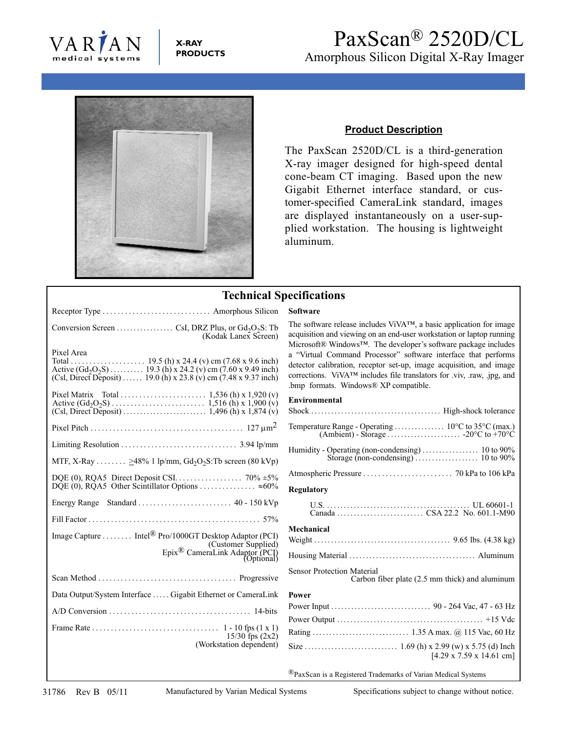VARIAN medical systems

**X-RAY PRODUCTS**

# PaxScan® 2520D/CL

## Amorphous Silicon Digital X-Ray Imager

### Product Description

The PaxScan 2520D/CL is a third-generation X-ray imager designed for high-speed dental cone-beam CT imaging. Based upon the new Gigabit Ethernet interface standard, or customer-specified CameraLink standard, images are displayed instantaneously on a user-supplied workstation. The housing is lightweight aluminum.

## Technical Specifications

Receptor Type ............................. Amorphous Silicon

Conversion Screen ................. CsI, DRZ Plus, or $Gd_2O_2S$: Tb (Kodak Lanex Screen)

Pixel Area
Total ..................... 19.5 (h) x 24.4 (v) cm (7.68 x 9.6 inch)
Active ($Gd_2O_2S$) .......... 19.3 (h) x 24.2 (v) cm (7.60 x 9.49 inch)
(Csl, Direct Deposit) ...... 19.0 (h) x 23.8 (v) cm (7.48 x 9.37 inch)

Pixel Matrix Total ....................... 1,536 (h) x 1,920 (v)
Active ($Gd_2O_2S$) ......................... 1,516 (h) x 1,900 (v)
(Csl, Direct Deposit) ......................... 1,496 (h) x 1,874 (v)

Pixel Pitch ......................................... 127 $\mu m^2$

Limiting Resolution ............................... 3.94 lp/mm

MTF, X-Ray ........ ≥48% 1 lp/mm, $Gd_2O_2S$:Tb screen (80 kVp)

DQE (0), RQA5 Direct Deposit CSI. ................. 70% ±5%
DQE (0), RQA5 Other Scintillator Options ............... ≈60%

Energy Range Standard ......................... 40 - 150 kVp

Fill Factor .............................................. 57%

Image Capture ........ Intel® Pro/1000GT Desktop Adaptor (PCI) (Customer Supplied)
Epix® CameraLink Adaptor (PCI) (Optional)

Scan Method ..................................... Progressive

Data Output/System Interface ..... Gigabit Ethernet or CameraLink

A/D Conversion ...................................... 14-bits

Frame Rate .................................. 1 - 10 fps (1 x 1)
15/30 fps (2x2)
(Workstation dependent)

**Software**

The software release includes ViVA™, a basic application for image acquisition and viewing on an end-user workstation or laptop running Microsoft® Windows™. The developer's software package includes a "Virtual Command Processor" software interface that performs detector calibration, receptor set-up, image acquisition, and image corrections. ViVA™ includes file translators for .viv, .raw, .jpg, and .bmp formats. Windows® XP compatible.

**Environmental**

Shock ...................................... High-shock tolerance

Temperature Range - Operating ............... 10°C to 35°C (max.)
(Ambient) - Storage ...................... -20°C to +70°C

Humidity - Operating (non-condensing) ................. 10 to 90%
Storage (non-condensing) .................. 10 to 90%

Atmospheric Pressure ........................ 70 kPa to 106 kPa

**Regulatory**

U.S. ........................................... UL 60601-1
Canada .......................... CSA 22.2 No. 601.1-M90

**Mechanical**

Weight ........................................ 9.65 lbs. (4.38 kg)

Housing Material ..................................... Aluminum

Sensor Protection Material
Carbon fiber plate (2.5 mm thick) and aluminum

**Power**

Power Input .............................. 90 - 264 Vac, 47 - 63 Hz

Power Output ........................................... +15 Vdc

Rating ............................. 1.35 A max. @ 115 Vac, 60 Hz

Size ............................ 1.69 (h) x 2.99 (w) x 5.75 (d) Inch [4.29 x 7.59 x 14.61 cm]

®PaxScan is a Registered Trademarks of Varian Medical Systems

31786 Rev B 05/11 Manufactured by Varian Medical Systems Specifications subject to change without notice.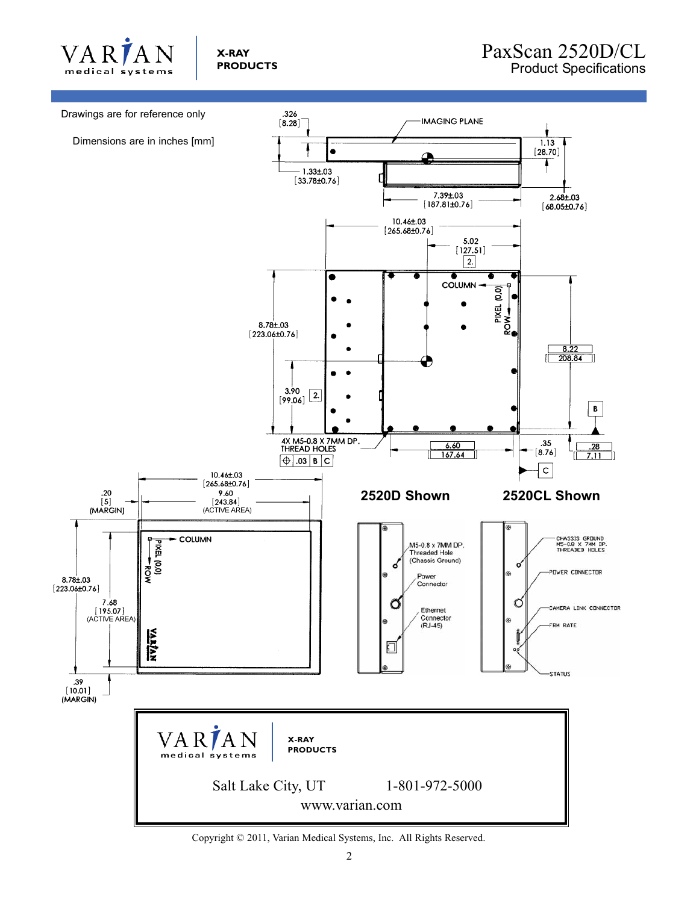Drawings are for reference only

Dimensions are in inches [mm]

.326
[8.28]

IMAGING PLANE

1.13
[28.70]

1.33±.03
[33.78±0.76]

7.39±.03
[187.81±0.76]

2.68±.03
[68.05±0.76]

10.46±.03
[265.68±0.76]

5.02
[127.51]
2.

COLUMN

PIXEL (0,0)

ROW

8.78±.03
[223.06±0.76]

8.22
[208.84]

3.90
[99.06]
2.

B

4X M5-0.8 X 7MM DP.
THREAD HOLES
⊕ .03 B C

6.60
[167.64]

.35
[8.76]

.28
[7.11]

C

10.46±.03
[265.68±0.76]

.20
[5]
(MARGIN)

9.60
[243.84]
(ACTIVE AREA)

COLUMN

PIXEL (0,0)

ROW

8.78±.03
[223.06±0.76]

7.68
[195.07]
(ACTIVE AREA)

.39
[10.01]
(MARGIN)

**2520D Shown**

M5-0.8 x 7MM DP.
Threaded Hole
(Chassis Ground)

Power
Connector

Ethernet
Connector
(RJ-45)

**2520CL Shown**

CHASSIS GROUND
M5-0.8 X 7MM DP.
THREADED HOLES

POWER CONNECTOR

CAMERA LINK CONNECTOR

FRM RATE

STATUS

VARIAN medical systems | X-RAY PRODUCTS

Salt Lake City, UT 1-801-972-5000

www.varian.com

Copyright © 2011, Varian Medical Systems, Inc. All Rights Reserved.